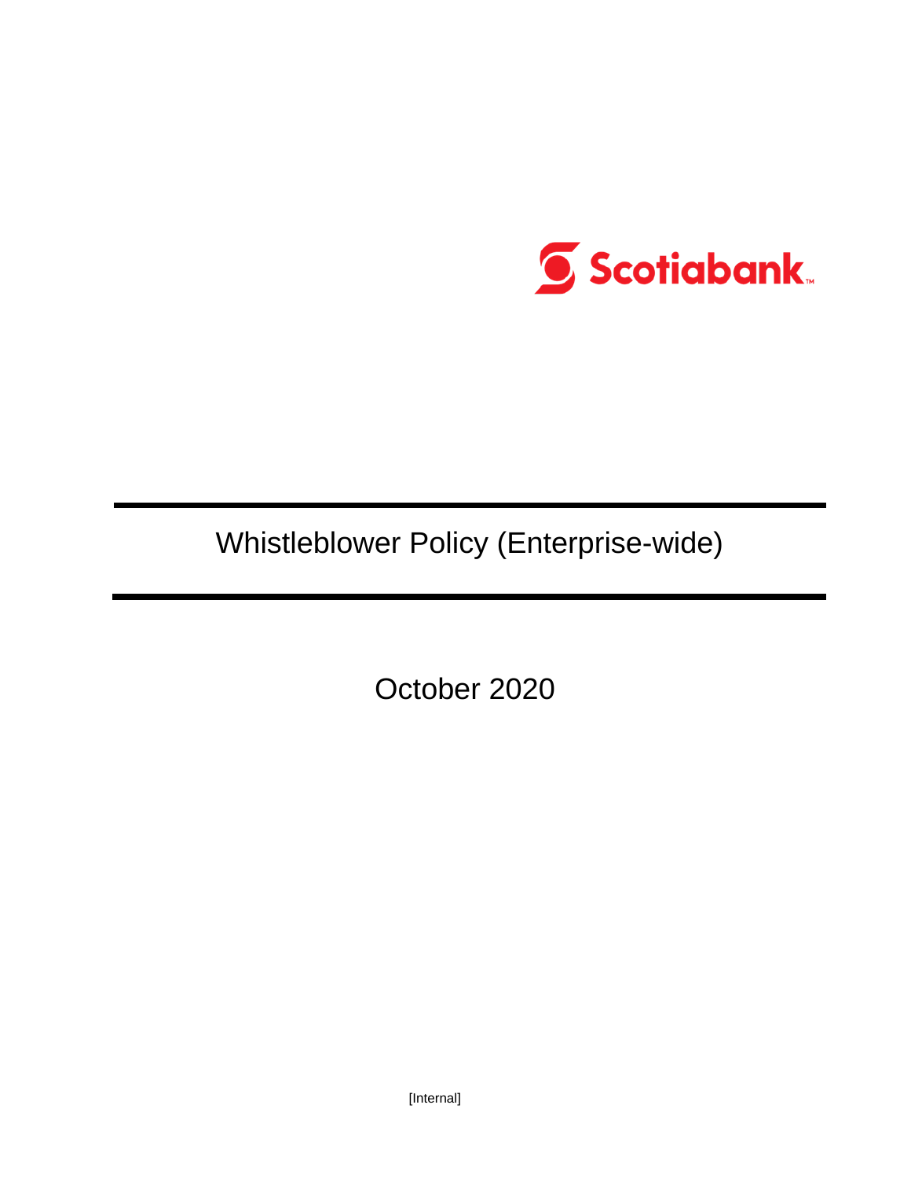Scotiabank

# Whistleblower Policy (Enterprise-wide)

October 2020

[Internal]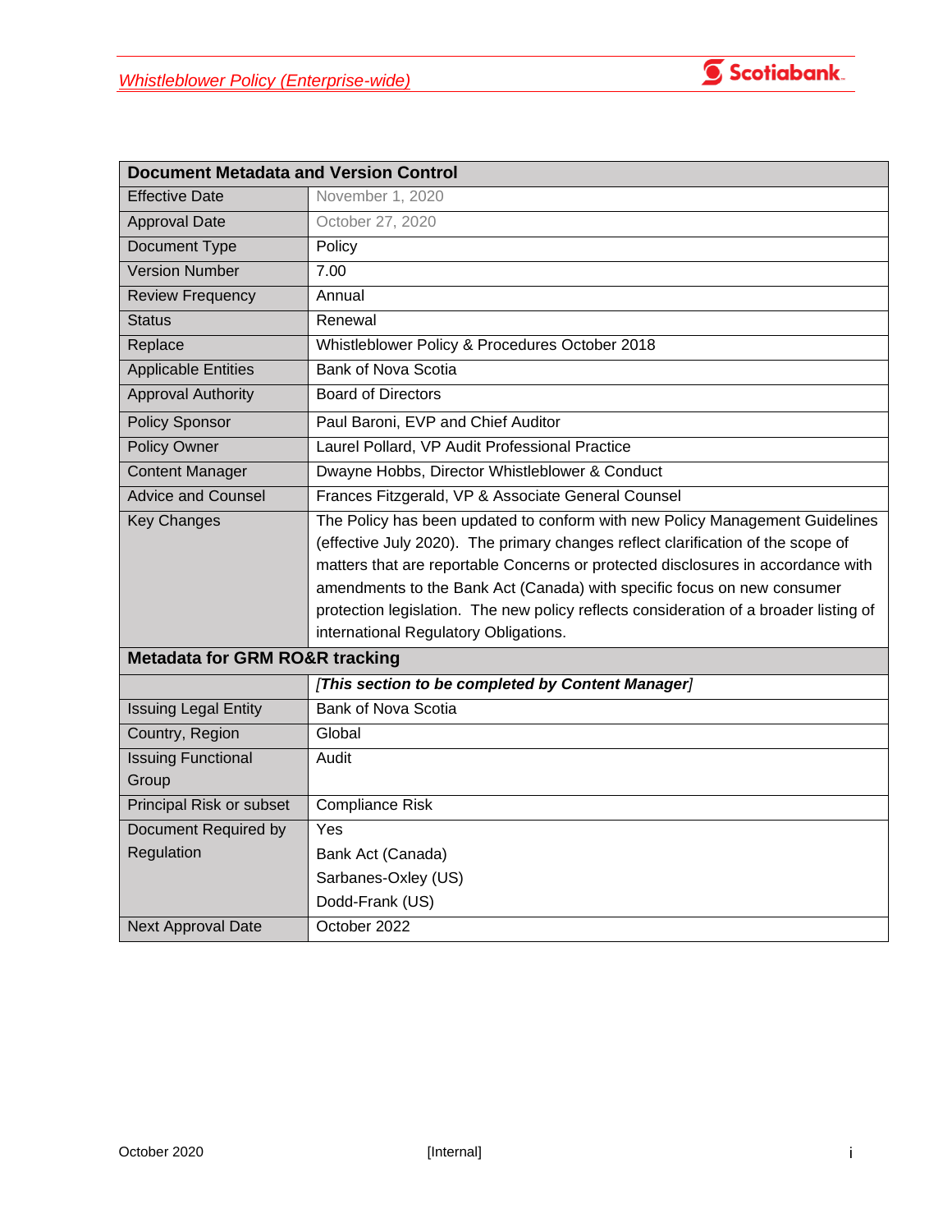| Document Metadata and Version Control | |
|---|---|
| Effective Date | November 1, 2020 |
| Approval Date | October 27, 2020 |
| Document Type | Policy |
| Version Number | 7.00 |
| Review Frequency | Annual |
| Status | Renewal |
| Replace | Whistleblower Policy & Procedures October 2018 |
| Applicable Entities | Bank of Nova Scotia |
| Approval Authority | Board of Directors |
| Policy Sponsor | Paul Baroni, EVP and Chief Auditor |
| Policy Owner | Laurel Pollard, VP Audit Professional Practice |
| Content Manager | Dwayne Hobbs, Director Whistleblower & Conduct |
| Advice and Counsel | Frances Fitzgerald, VP & Associate General Counsel |
| Key Changes | The Policy has been updated to conform with new Policy Management Guidelines (effective July 2020). The primary changes reflect clarification of the scope of matters that are reportable Concerns or protected disclosures in accordance with amendments to the Bank Act (Canada) with specific focus on new consumer protection legislation. The new policy reflects consideration of a broader listing of international Regulatory Obligations. |
| **Metadata for GRM RO&R tracking** | |
| | ***[This section to be completed by Content Manager]*** |
| Issuing Legal Entity | Bank of Nova Scotia |
| Country, Region | Global |
| Issuing Functional Group | Audit |
| Principal Risk or subset | Compliance Risk |
| Document Required by Regulation | Yes<br>Bank Act (Canada)<br>Sarbanes-Oxley (US)<br>Dodd-Frank (US) |
| Next Approval Date | October 2022 |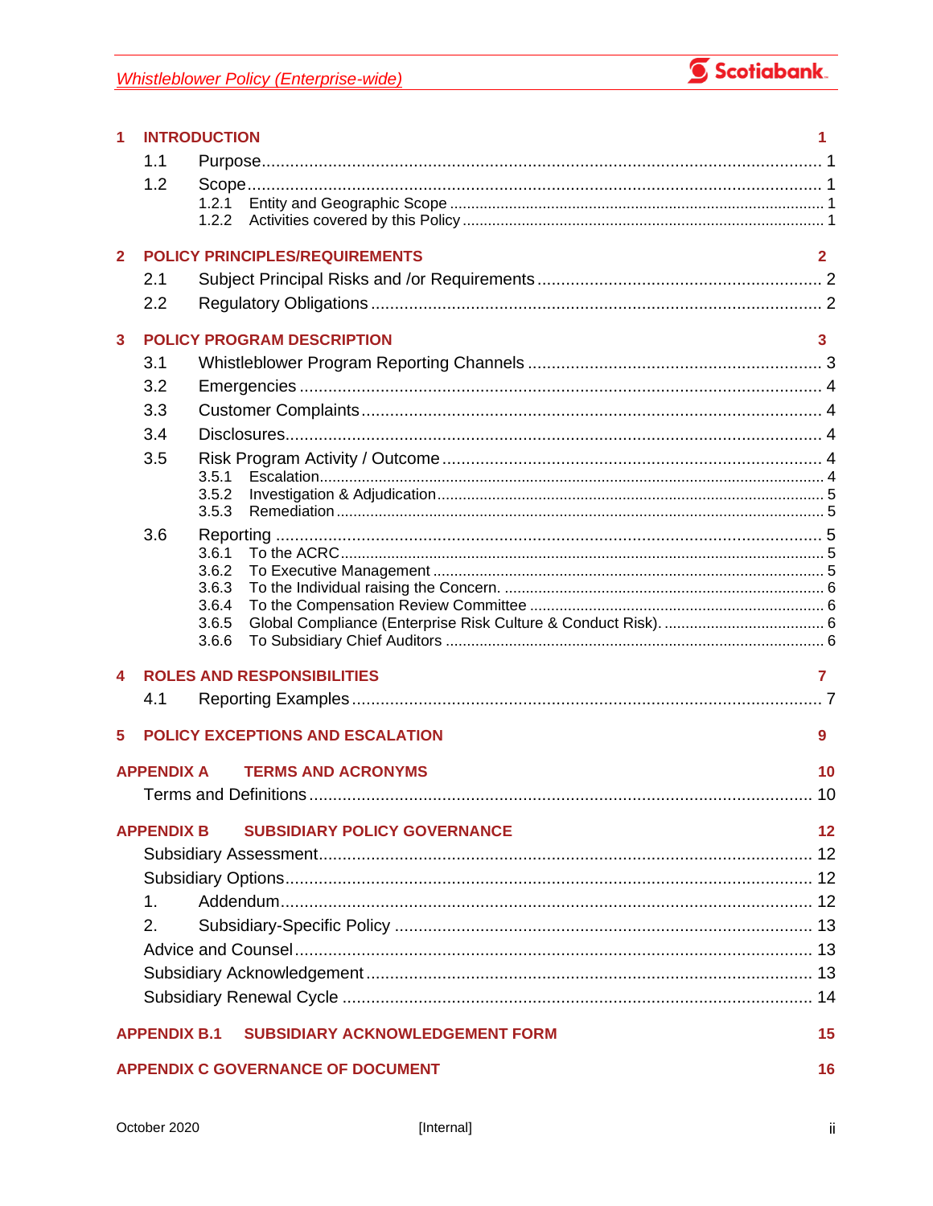1 INTRODUCTION 1
- 1.1 Purpose 1
- 1.2 Scope 1
  - 1.2.1 Entity and Geographic Scope 1
  - 1.2.2 Activities covered by this Policy 1

2 POLICY PRINCIPLES/REQUIREMENTS 2
- 2.1 Subject Principal Risks and /or Requirements 2
- 2.2 Regulatory Obligations 2

3 POLICY PROGRAM DESCRIPTION 3
- 3.1 Whistleblower Program Reporting Channels 3
- 3.2 Emergencies 4
- 3.3 Customer Complaints 4
- 3.4 Disclosures 4
- 3.5 Risk Program Activity / Outcome 4
  - 3.5.1 Escalation 4
  - 3.5.2 Investigation & Adjudication 5
  - 3.5.3 Remediation 5
- 3.6 Reporting 5
  - 3.6.1 To the ACRC 5
  - 3.6.2 To Executive Management 5
  - 3.6.3 To the Individual raising the Concern. 6
  - 3.6.4 To the Compensation Review Committee 6
  - 3.6.5 Global Compliance (Enterprise Risk Culture & Conduct Risk). 6
  - 3.6.6 To Subsidiary Chief Auditors 6

4 ROLES AND RESPONSIBILITIES 7
- 4.1 Reporting Examples 7

5 POLICY EXCEPTIONS AND ESCALATION 9

APPENDIX A TERMS AND ACRONYMS 10
- Terms and Definitions 10

APPENDIX B SUBSIDIARY POLICY GOVERNANCE 12
- Subsidiary Assessment 12
- Subsidiary Options 12
  1. Addendum 12
  2. Subsidiary-Specific Policy 13
- Advice and Counsel 13
- Subsidiary Acknowledgement 13
- Subsidiary Renewal Cycle 14

APPENDIX B.1 SUBSIDIARY ACKNOWLEDGEMENT FORM 15

APPENDIX C GOVERNANCE OF DOCUMENT 16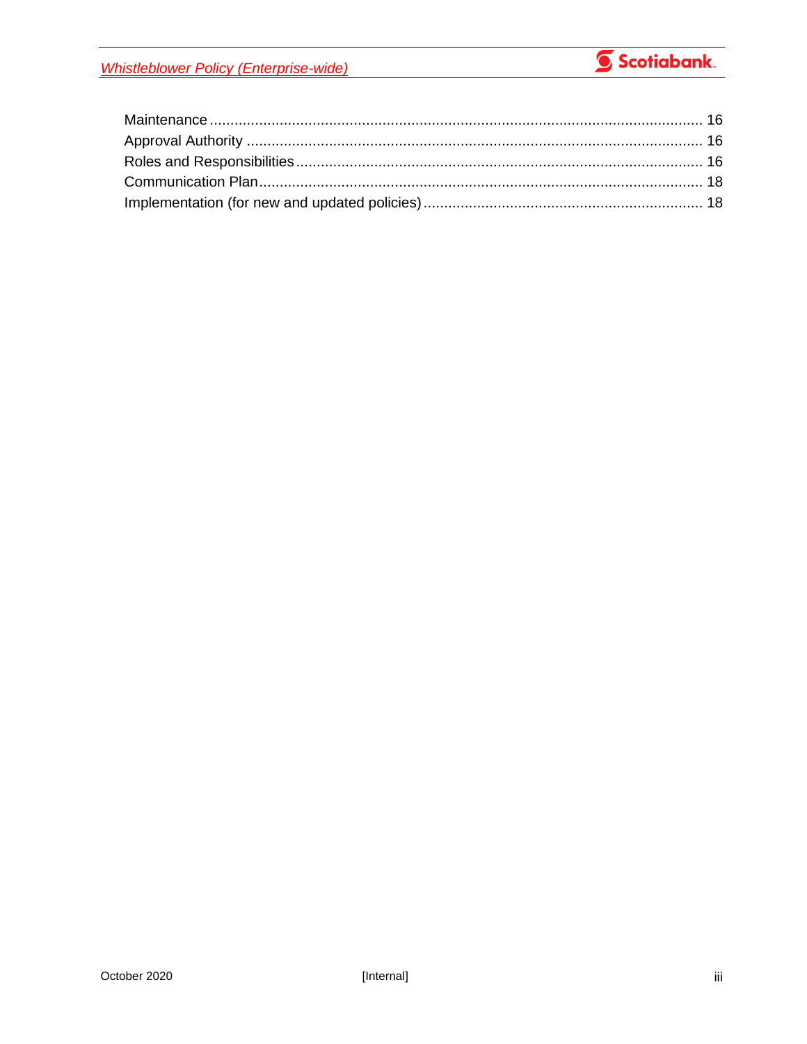Maintenance ........................................................................................................................ 16
Approval Authority ............................................................................................................... 16
Roles and Responsibilities .................................................................................................. 16
Communication Plan ........................................................................................................... 18
Implementation (for new and updated policies) ................................................................... 18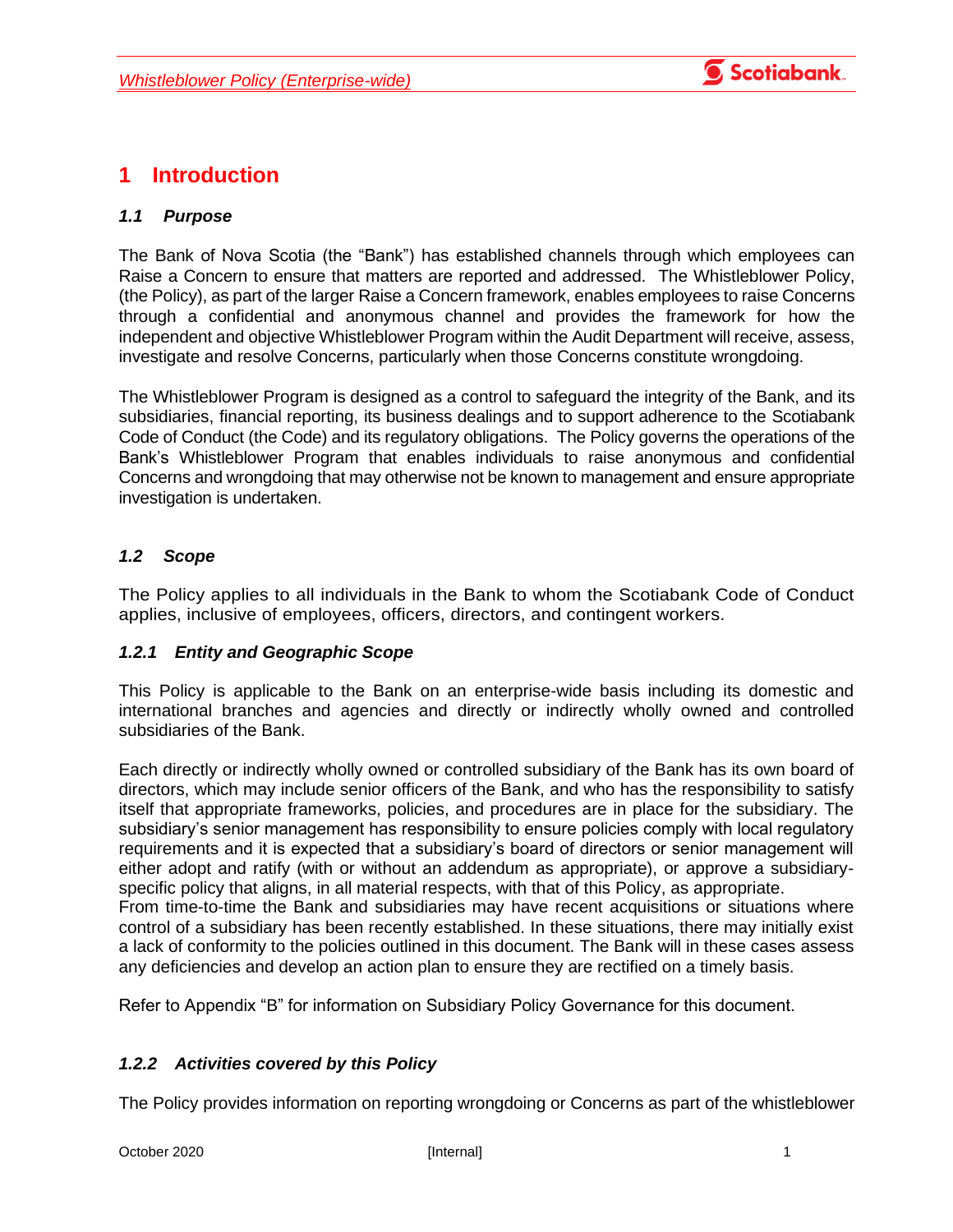# 1 Introduction

### *1.1 Purpose*

The Bank of Nova Scotia (the "Bank") has established channels through which employees can Raise a Concern to ensure that matters are reported and addressed. The Whistleblower Policy, (the Policy), as part of the larger Raise a Concern framework, enables employees to raise Concerns through a confidential and anonymous channel and provides the framework for how the independent and objective Whistleblower Program within the Audit Department will receive, assess, investigate and resolve Concerns, particularly when those Concerns constitute wrongdoing.

The Whistleblower Program is designed as a control to safeguard the integrity of the Bank, and its subsidiaries, financial reporting, its business dealings and to support adherence to the Scotiabank Code of Conduct (the Code) and its regulatory obligations. The Policy governs the operations of the Bank's Whistleblower Program that enables individuals to raise anonymous and confidential Concerns and wrongdoing that may otherwise not be known to management and ensure appropriate investigation is undertaken.

### *1.2 Scope*

The Policy applies to all individuals in the Bank to whom the Scotiabank Code of Conduct applies, inclusive of employees, officers, directors, and contingent workers.

#### *1.2.1 Entity and Geographic Scope*

This Policy is applicable to the Bank on an enterprise-wide basis including its domestic and international branches and agencies and directly or indirectly wholly owned and controlled subsidiaries of the Bank.

Each directly or indirectly wholly owned or controlled subsidiary of the Bank has its own board of directors, which may include senior officers of the Bank, and who has the responsibility to satisfy itself that appropriate frameworks, policies, and procedures are in place for the subsidiary. The subsidiary's senior management has responsibility to ensure policies comply with local regulatory requirements and it is expected that a subsidiary's board of directors or senior management will either adopt and ratify (with or without an addendum as appropriate), or approve a subsidiary-specific policy that aligns, in all material respects, with that of this Policy, as appropriate.
From time-to-time the Bank and subsidiaries may have recent acquisitions or situations where control of a subsidiary has been recently established. In these situations, there may initially exist a lack of conformity to the policies outlined in this document. The Bank will in these cases assess any deficiencies and develop an action plan to ensure they are rectified on a timely basis.

Refer to Appendix "B" for information on Subsidiary Policy Governance for this document.

#### *1.2.2 Activities covered by this Policy*

The Policy provides information on reporting wrongdoing or Concerns as part of the whistleblower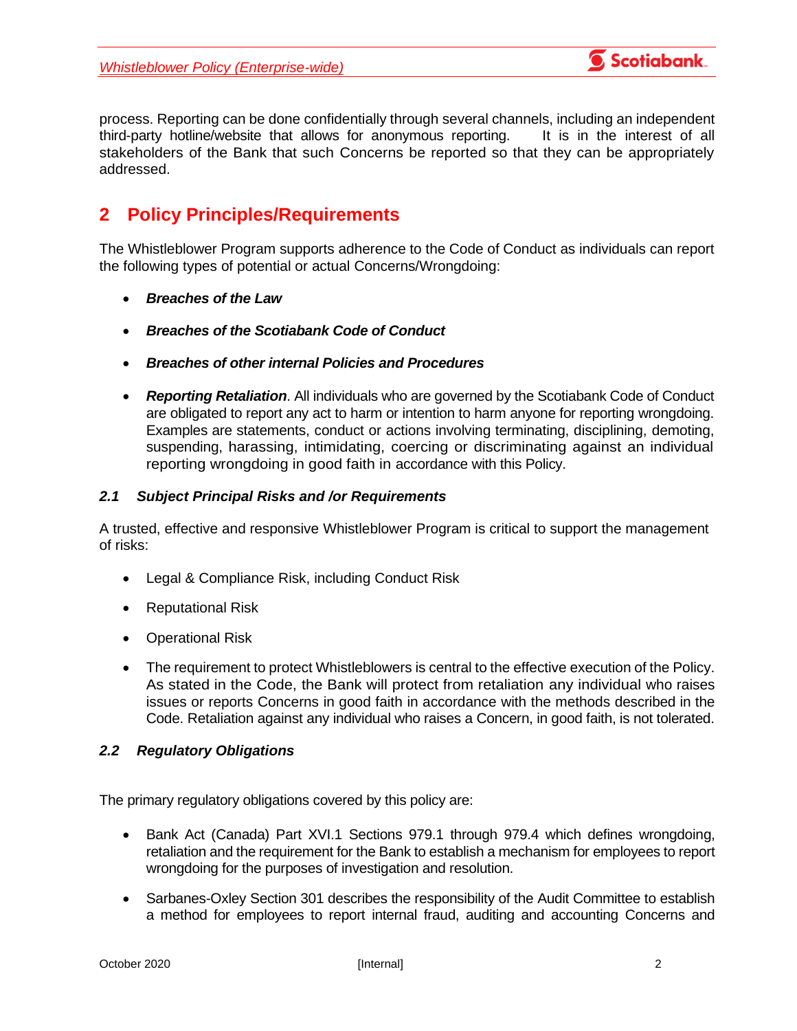process. Reporting can be done confidentially through several channels, including an independent third-party hotline/website that allows for anonymous reporting. It is in the interest of all stakeholders of the Bank that such Concerns be reported so that they can be appropriately addressed.

# 2 Policy Principles/Requirements

The Whistleblower Program supports adherence to the Code of Conduct as individuals can report the following types of potential or actual Concerns/Wrongdoing:

- ***Breaches of the Law***
- ***Breaches of the Scotiabank Code of Conduct***
- ***Breaches of other internal Policies and Procedures***
- ***Reporting Retaliation***. All individuals who are governed by the Scotiabank Code of Conduct are obligated to report any act to harm or intention to harm anyone for reporting wrongdoing. Examples are statements, conduct or actions involving terminating, disciplining, demoting, suspending, harassing, intimidating, coercing or discriminating against an individual reporting wrongdoing in good faith in accordance with this Policy.

### *2.1 Subject Principal Risks and /or Requirements*

A trusted, effective and responsive Whistleblower Program is critical to support the management of risks:

- Legal & Compliance Risk, including Conduct Risk
- Reputational Risk
- Operational Risk
- The requirement to protect Whistleblowers is central to the effective execution of the Policy. As stated in the Code, the Bank will protect from retaliation any individual who raises issues or reports Concerns in good faith in accordance with the methods described in the Code. Retaliation against any individual who raises a Concern, in good faith, is not tolerated.

### *2.2 Regulatory Obligations*

The primary regulatory obligations covered by this policy are:

- Bank Act (Canada) Part XVI.1 Sections 979.1 through 979.4 which defines wrongdoing, retaliation and the requirement for the Bank to establish a mechanism for employees to report wrongdoing for the purposes of investigation and resolution.
- Sarbanes-Oxley Section 301 describes the responsibility of the Audit Committee to establish a method for employees to report internal fraud, auditing and accounting Concerns and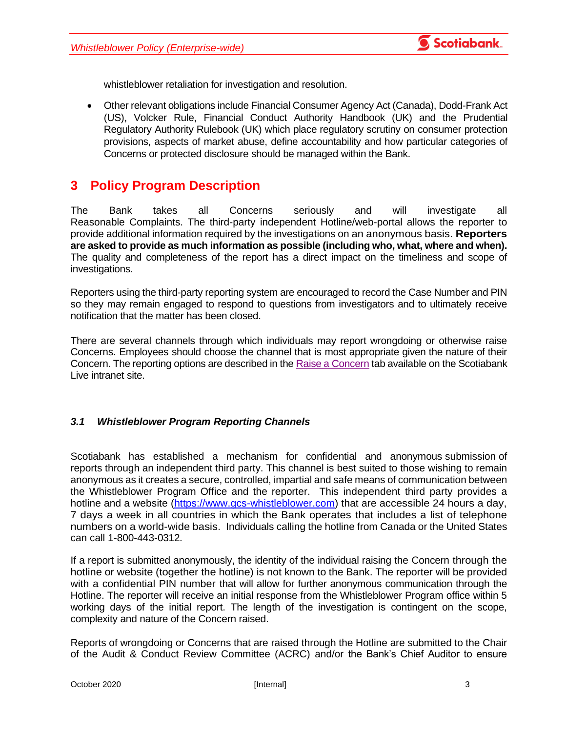whistleblower retaliation for investigation and resolution.

- Other relevant obligations include Financial Consumer Agency Act (Canada), Dodd-Frank Act (US), Volcker Rule, Financial Conduct Authority Handbook (UK) and the Prudential Regulatory Authority Rulebook (UK) which place regulatory scrutiny on consumer protection provisions, aspects of market abuse, define accountability and how particular categories of Concerns or protected disclosure should be managed within the Bank.

# 3 Policy Program Description

The Bank takes all Concerns seriously and will investigate all Reasonable Complaints. The third-party independent Hotline/web-portal allows the reporter to provide additional information required by the investigations on an anonymous basis. **Reporters are asked to provide as much information as possible (including who, what, where and when).** The quality and completeness of the report has a direct impact on the timeliness and scope of investigations.

Reporters using the third-party reporting system are encouraged to record the Case Number and PIN so they may remain engaged to respond to questions from investigators and to ultimately receive notification that the matter has been closed.

There are several channels through which individuals may report wrongdoing or otherwise raise Concerns. Employees should choose the channel that is most appropriate given the nature of their Concern. The reporting options are described in the Raise a Concern tab available on the Scotiabank Live intranet site.

## *3.1 Whistleblower Program Reporting Channels*

Scotiabank has established a mechanism for confidential and anonymous submission of reports through an independent third party. This channel is best suited to those wishing to remain anonymous as it creates a secure, controlled, impartial and safe means of communication between the Whistleblower Program Office and the reporter. This independent third party provides a hotline and a website (https://www.gcs-whistleblower.com) that are accessible 24 hours a day, 7 days a week in all countries in which the Bank operates that includes a list of telephone numbers on a world-wide basis. Individuals calling the hotline from Canada or the United States can call 1-800-443-0312.

If a report is submitted anonymously, the identity of the individual raising the Concern through the hotline or website (together the hotline) is not known to the Bank. The reporter will be provided with a confidential PIN number that will allow for further anonymous communication through the Hotline. The reporter will receive an initial response from the Whistleblower Program office within 5 working days of the initial report. The length of the investigation is contingent on the scope, complexity and nature of the Concern raised.

Reports of wrongdoing or Concerns that are raised through the Hotline are submitted to the Chair of the Audit & Conduct Review Committee (ACRC) and/or the Bank's Chief Auditor to ensure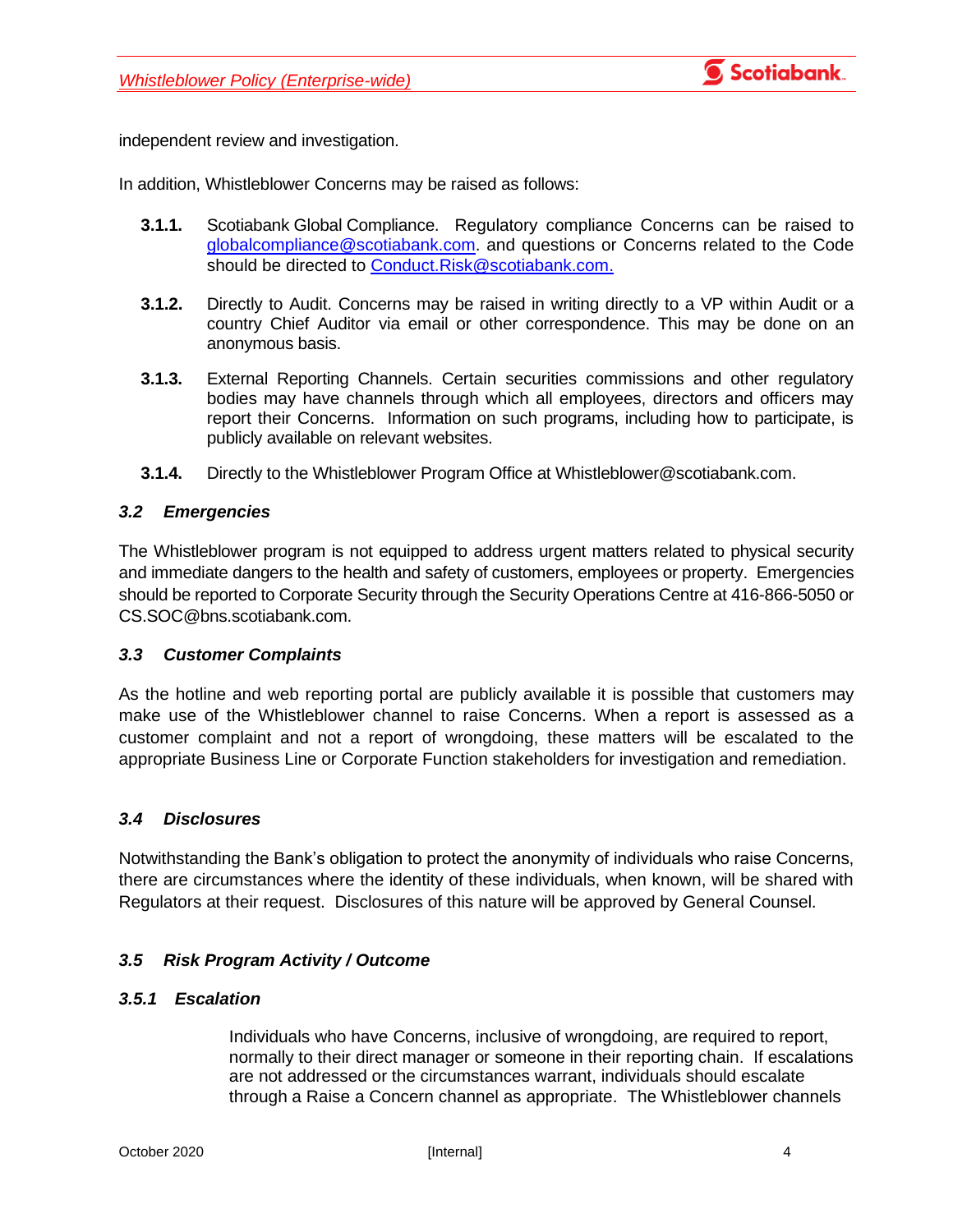independent review and investigation.

In addition, Whistleblower Concerns may be raised as follows:

**3.1.1.** Scotiabank Global Compliance. Regulatory compliance Concerns can be raised to globalcompliance@scotiabank.com. and questions or Concerns related to the Code should be directed to Conduct.Risk@scotiabank.com.

**3.1.2.** Directly to Audit. Concerns may be raised in writing directly to a VP within Audit or a country Chief Auditor via email or other correspondence. This may be done on an anonymous basis.

**3.1.3.** External Reporting Channels. Certain securities commissions and other regulatory bodies may have channels through which all employees, directors and officers may report their Concerns. Information on such programs, including how to participate, is publicly available on relevant websites.

**3.1.4.** Directly to the Whistleblower Program Office at Whistleblower@scotiabank.com.

### *3.2 Emergencies*

The Whistleblower program is not equipped to address urgent matters related to physical security and immediate dangers to the health and safety of customers, employees or property. Emergencies should be reported to Corporate Security through the Security Operations Centre at 416-866-5050 or CS.SOC@bns.scotiabank.com.

### *3.3 Customer Complaints*

As the hotline and web reporting portal are publicly available it is possible that customers may make use of the Whistleblower channel to raise Concerns. When a report is assessed as a customer complaint and not a report of wrongdoing, these matters will be escalated to the appropriate Business Line or Corporate Function stakeholders for investigation and remediation.

### *3.4 Disclosures*

Notwithstanding the Bank's obligation to protect the anonymity of individuals who raise Concerns, there are circumstances where the identity of these individuals, when known, will be shared with Regulators at their request. Disclosures of this nature will be approved by General Counsel.

### *3.5 Risk Program Activity / Outcome*

#### *3.5.1 Escalation*

Individuals who have Concerns, inclusive of wrongdoing, are required to report, normally to their direct manager or someone in their reporting chain. If escalations are not addressed or the circumstances warrant, individuals should escalate through a Raise a Concern channel as appropriate. The Whistleblower channels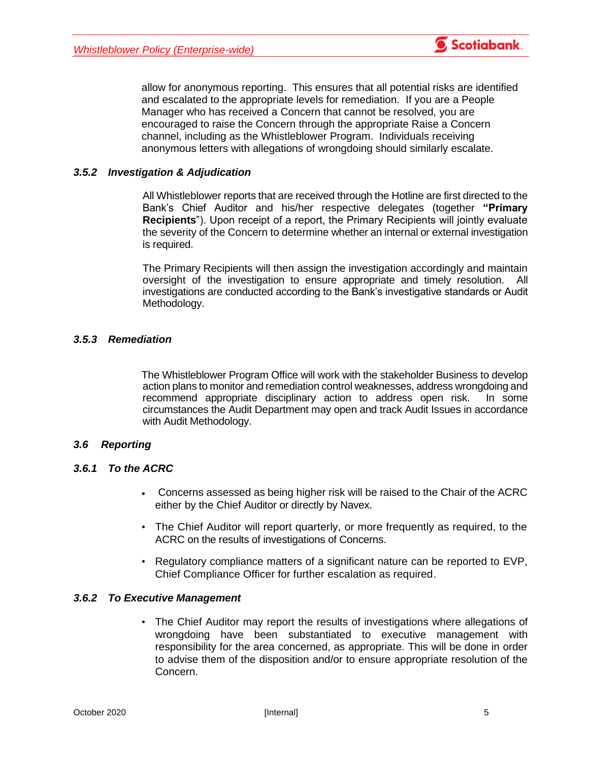allow for anonymous reporting. This ensures that all potential risks are identified and escalated to the appropriate levels for remediation. If you are a People Manager who has received a Concern that cannot be resolved, you are encouraged to raise the Concern through the appropriate Raise a Concern channel, including as the Whistleblower Program. Individuals receiving anonymous letters with allegations of wrongdoing should similarly escalate.

#### *3.5.2 Investigation & Adjudication*

All Whistleblower reports that are received through the Hotline are first directed to the Bank's Chief Auditor and his/her respective delegates (together **"Primary Recipients**"). Upon receipt of a report, the Primary Recipients will jointly evaluate the severity of the Concern to determine whether an internal or external investigation is required.

The Primary Recipients will then assign the investigation accordingly and maintain oversight of the investigation to ensure appropriate and timely resolution. All investigations are conducted according to the Bank's investigative standards or Audit Methodology.

#### *3.5.3 Remediation*

The Whistleblower Program Office will work with the stakeholder Business to develop action plans to monitor and remediation control weaknesses, address wrongdoing and recommend appropriate disciplinary action to address open risk. In some circumstances the Audit Department may open and track Audit Issues in accordance with Audit Methodology.

### *3.6 Reporting*

#### *3.6.1 To the ACRC*

- Concerns assessed as being higher risk will be raised to the Chair of the ACRC either by the Chief Auditor or directly by Navex.
- The Chief Auditor will report quarterly, or more frequently as required, to the ACRC on the results of investigations of Concerns.
- Regulatory compliance matters of a significant nature can be reported to EVP, Chief Compliance Officer for further escalation as required.

#### *3.6.2 To Executive Management*

- The Chief Auditor may report the results of investigations where allegations of wrongdoing have been substantiated to executive management with responsibility for the area concerned, as appropriate. This will be done in order to advise them of the disposition and/or to ensure appropriate resolution of the Concern.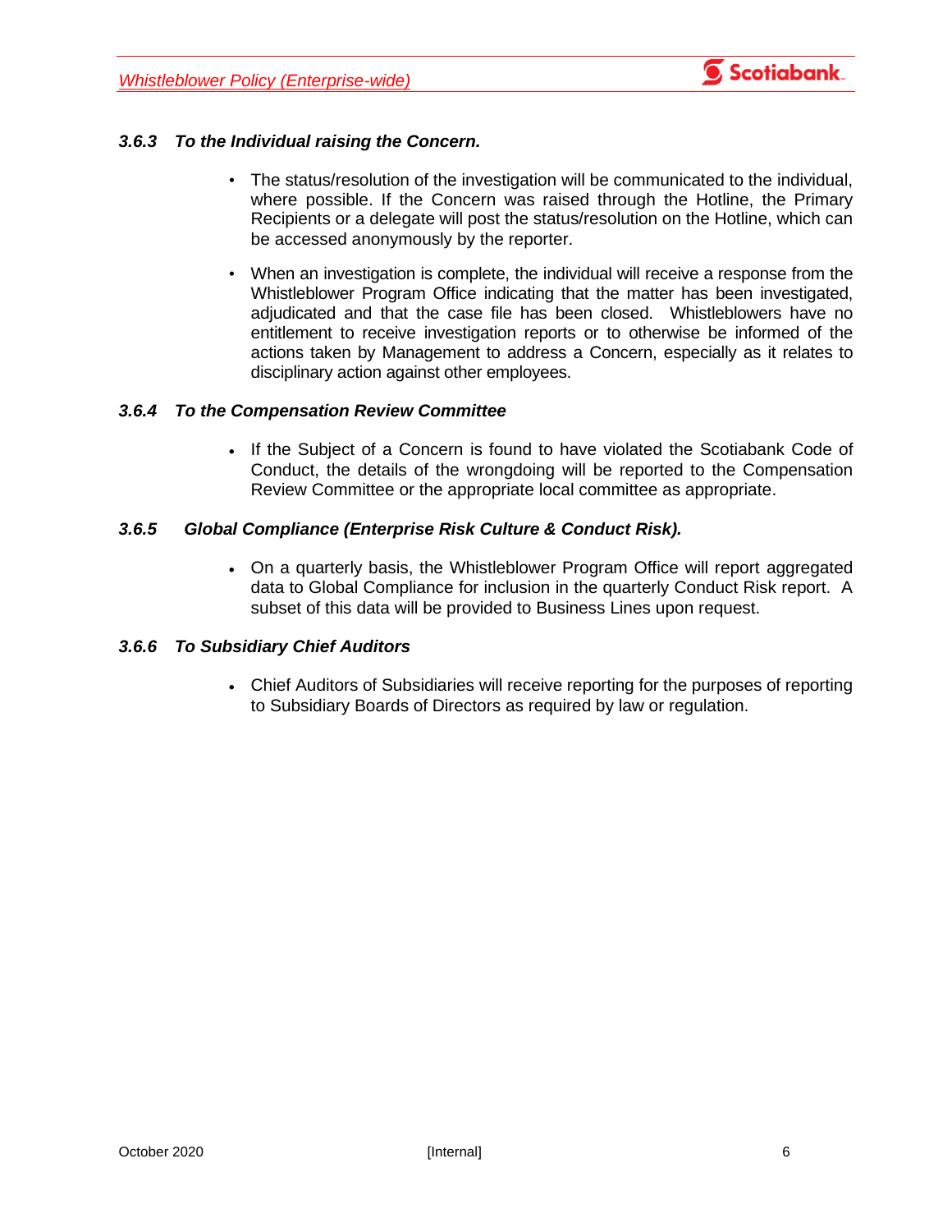### *3.6.3 To the Individual raising the Concern.*

- The status/resolution of the investigation will be communicated to the individual, where possible. If the Concern was raised through the Hotline, the Primary Recipients or a delegate will post the status/resolution on the Hotline, which can be accessed anonymously by the reporter.
- When an investigation is complete, the individual will receive a response from the Whistleblower Program Office indicating that the matter has been investigated, adjudicated and that the case file has been closed. Whistleblowers have no entitlement to receive investigation reports or to otherwise be informed of the actions taken by Management to address a Concern, especially as it relates to disciplinary action against other employees.

### *3.6.4 To the Compensation Review Committee*

- If the Subject of a Concern is found to have violated the Scotiabank Code of Conduct, the details of the wrongdoing will be reported to the Compensation Review Committee or the appropriate local committee as appropriate.

### *3.6.5 Global Compliance (Enterprise Risk Culture & Conduct Risk).*

- On a quarterly basis, the Whistleblower Program Office will report aggregated data to Global Compliance for inclusion in the quarterly Conduct Risk report. A subset of this data will be provided to Business Lines upon request.

### *3.6.6 To Subsidiary Chief Auditors*

- Chief Auditors of Subsidiaries will receive reporting for the purposes of reporting to Subsidiary Boards of Directors as required by law or regulation.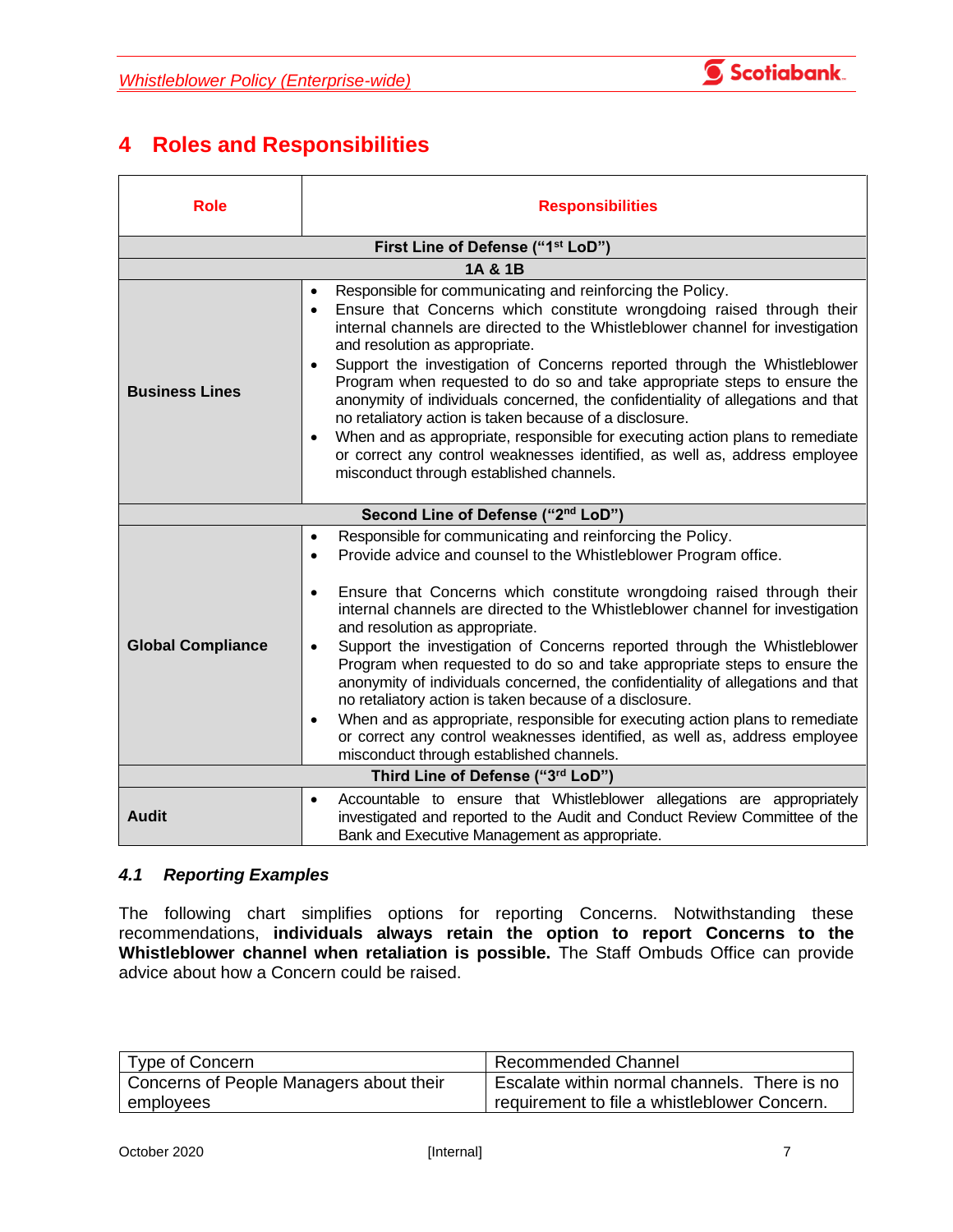# 4 Roles and Responsibilities

| Role | Responsibilities |
|---|---|
| **First Line of Defense (“1st LoD”)** | |
| **1A & 1B** | |
| **Business Lines** | • Responsible for communicating and reinforcing the Policy.<br>• Ensure that Concerns which constitute wrongdoing raised through their internal channels are directed to the Whistleblower channel for investigation and resolution as appropriate.<br>• Support the investigation of Concerns reported through the Whistleblower Program when requested to do so and take appropriate steps to ensure the anonymity of individuals concerned, the confidentiality of allegations and that no retaliatory action is taken because of a disclosure.<br>• When and as appropriate, responsible for executing action plans to remediate or correct any control weaknesses identified, as well as, address employee misconduct through established channels. |
| **Second Line of Defense (“2nd LoD”)** | |
| **Global Compliance** | • Responsible for communicating and reinforcing the Policy.<br>• Provide advice and counsel to the Whistleblower Program office.<br>• Ensure that Concerns which constitute wrongdoing raised through their internal channels are directed to the Whistleblower channel for investigation and resolution as appropriate.<br>• Support the investigation of Concerns reported through the Whistleblower Program when requested to do so and take appropriate steps to ensure the anonymity of individuals concerned, the confidentiality of allegations and that no retaliatory action is taken because of a disclosure.<br>• When and as appropriate, responsible for executing action plans to remediate or correct any control weaknesses identified, as well as, address employee misconduct through established channels. |
| **Third Line of Defense (“3rd LoD”)** | |
| **Audit** | • Accountable to ensure that Whistleblower allegations are appropriately investigated and reported to the Audit and Conduct Review Committee of the Bank and Executive Management as appropriate. |

## *4.1 Reporting Examples*

The following chart simplifies options for reporting Concerns. Notwithstanding these recommendations, **individuals always retain the option to report Concerns to the Whistleblower channel when retaliation is possible.** The Staff Ombuds Office can provide advice about how a Concern could be raised.

| Type of Concern | Recommended Channel |
|---|---|
| Concerns of People Managers about their employees | Escalate within normal channels. There is no requirement to file a whistleblower Concern. |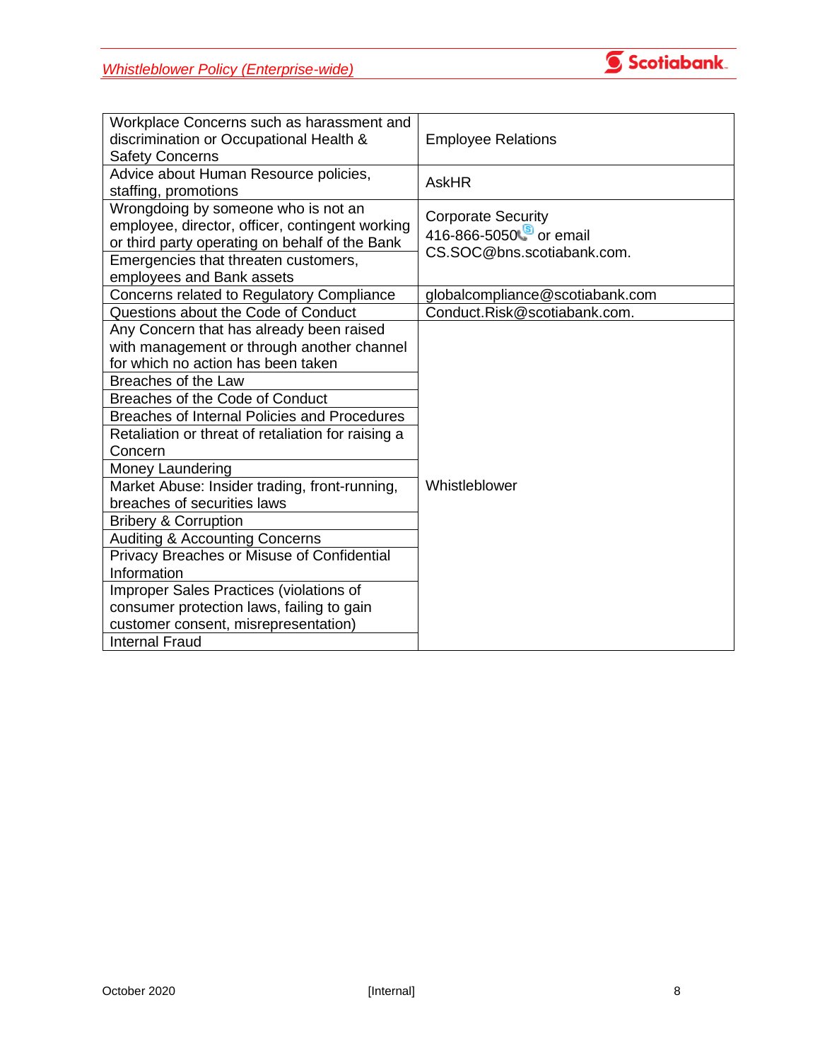| | |
|---|---|
| Workplace Concerns such as harassment and discrimination or Occupational Health & Safety Concerns | Employee Relations |
| Advice about Human Resource policies, staffing, promotions | AskHR |
| Wrongdoing by someone who is not an employee, director, officer, contingent working or third party operating on behalf of the Bank | Corporate Security 416-866-5050 or email CS.SOC@bns.scotiabank.com. |
| Emergencies that threaten customers, employees and Bank assets | |
| Concerns related to Regulatory Compliance | globalcompliance@scotiabank.com |
| Questions about the Code of Conduct | Conduct.Risk@scotiabank.com. |
| Any Concern that has already been raised with management or through another channel for which no action has been taken | Whistleblower |
| Breaches of the Law | |
| Breaches of the Code of Conduct | |
| Breaches of Internal Policies and Procedures | |
| Retaliation or threat of retaliation for raising a Concern | |
| Money Laundering | |
| Market Abuse: Insider trading, front-running, breaches of securities laws | |
| Bribery & Corruption | |
| Auditing & Accounting Concerns | |
| Privacy Breaches or Misuse of Confidential Information | |
| Improper Sales Practices (violations of consumer protection laws, failing to gain customer consent, misrepresentation) | |
| Internal Fraud | |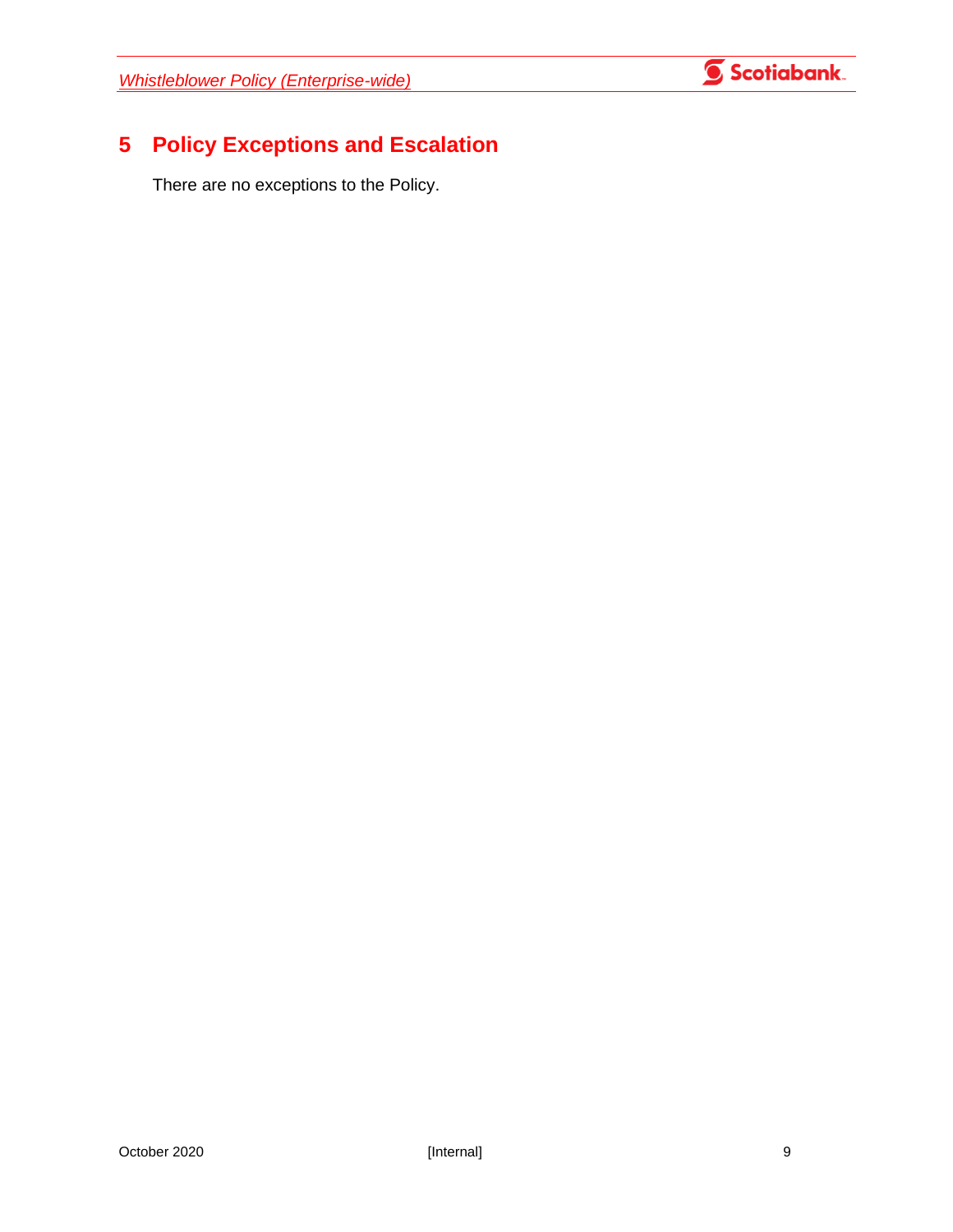# 5 Policy Exceptions and Escalation

There are no exceptions to the Policy.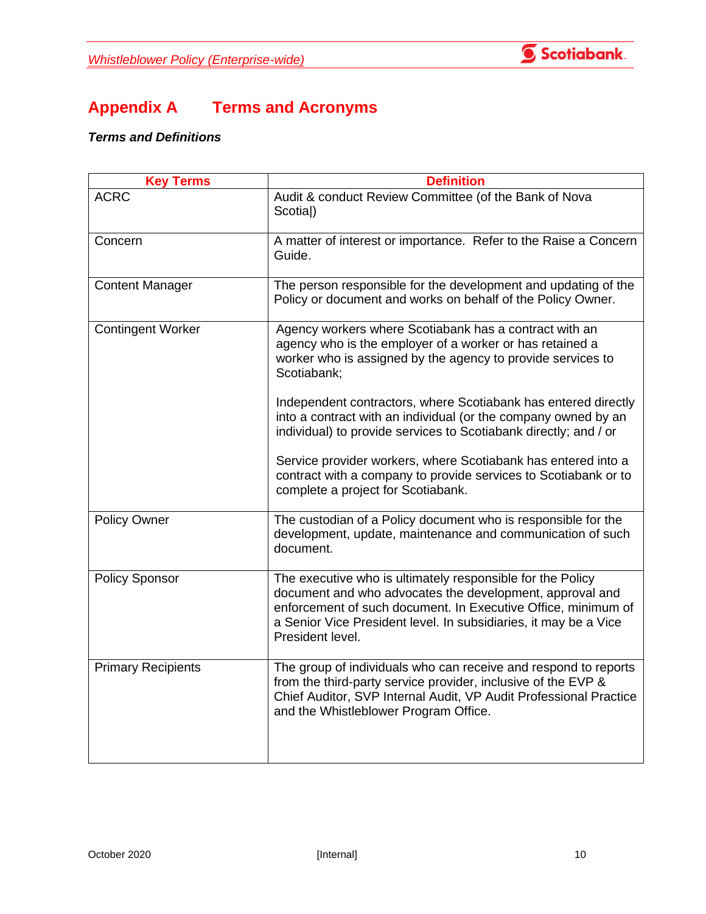# Appendix A Terms and Acronyms

***Terms and Definitions***

| Key Terms | Definition |
|---|---|
| ACRC | Audit & conduct Review Committee (of the Bank of Nova Scotia\|) |
| Concern | A matter of interest or importance. Refer to the Raise a Concern Guide. |
| Content Manager | The person responsible for the development and updating of the Policy or document and works on behalf of the Policy Owner. |
| Contingent Worker | Agency workers where Scotiabank has a contract with an agency who is the employer of a worker or has retained a worker who is assigned by the agency to provide services to Scotiabank;<br><br>Independent contractors, where Scotiabank has entered directly into a contract with an individual (or the company owned by an individual) to provide services to Scotiabank directly; and / or<br><br>Service provider workers, where Scotiabank has entered into a contract with a company to provide services to Scotiabank or to complete a project for Scotiabank. |
| Policy Owner | The custodian of a Policy document who is responsible for the development, update, maintenance and communication of such document. |
| Policy Sponsor | The executive who is ultimately responsible for the Policy document and who advocates the development, approval and enforcement of such document. In Executive Office, minimum of a Senior Vice President level. In subsidiaries, it may be a Vice President level. |
| Primary Recipients | The group of individuals who can receive and respond to reports from the third-party service provider, inclusive of the EVP & Chief Auditor, SVP Internal Audit, VP Audit Professional Practice and the Whistleblower Program Office. |

October 2020 [Internal]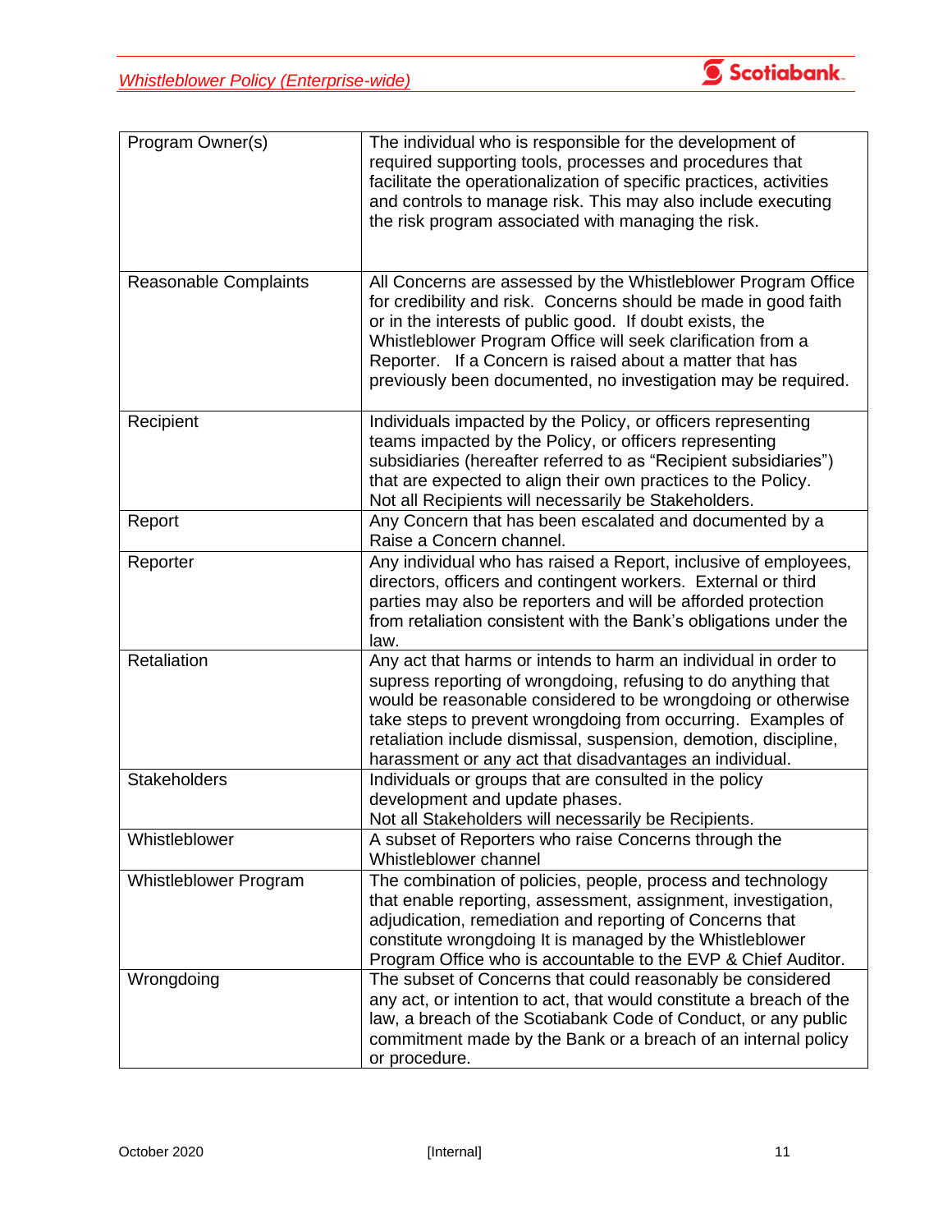| | |
|---|---|
| Program Owner(s) | The individual who is responsible for the development of required supporting tools, processes and procedures that facilitate the operationalization of specific practices, activities and controls to manage risk. This may also include executing the risk program associated with managing the risk. |
| Reasonable Complaints | All Concerns are assessed by the Whistleblower Program Office for credibility and risk. Concerns should be made in good faith or in the interests of public good. If doubt exists, the Whistleblower Program Office will seek clarification from a Reporter. If a Concern is raised about a matter that has previously been documented, no investigation may be required. |
| Recipient | Individuals impacted by the Policy, or officers representing teams impacted by the Policy, or officers representing subsidiaries (hereafter referred to as "Recipient subsidiaries") that are expected to align their own practices to the Policy. Not all Recipients will necessarily be Stakeholders. |
| Report | Any Concern that has been escalated and documented by a Raise a Concern channel. |
| Reporter | Any individual who has raised a Report, inclusive of employees, directors, officers and contingent workers. External or third parties may also be reporters and will be afforded protection from retaliation consistent with the Bank's obligations under the law. |
| Retaliation | Any act that harms or intends to harm an individual in order to supress reporting of wrongdoing, refusing to do anything that would be reasonable considered to be wrongdoing or otherwise take steps to prevent wrongdoing from occurring. Examples of retaliation include dismissal, suspension, demotion, discipline, harassment or any act that disadvantages an individual. |
| Stakeholders | Individuals or groups that are consulted in the policy development and update phases. Not all Stakeholders will necessarily be Recipients. |
| Whistleblower | A subset of Reporters who raise Concerns through the Whistleblower channel |
| Whistleblower Program | The combination of policies, people, process and technology that enable reporting, assessment, assignment, investigation, adjudication, remediation and reporting of Concerns that constitute wrongdoing It is managed by the Whistleblower Program Office who is accountable to the EVP & Chief Auditor. |
| Wrongdoing | The subset of Concerns that could reasonably be considered any act, or intention to act, that would constitute a breach of the law, a breach of the Scotiabank Code of Conduct, or any public commitment made by the Bank or a breach of an internal policy or procedure. |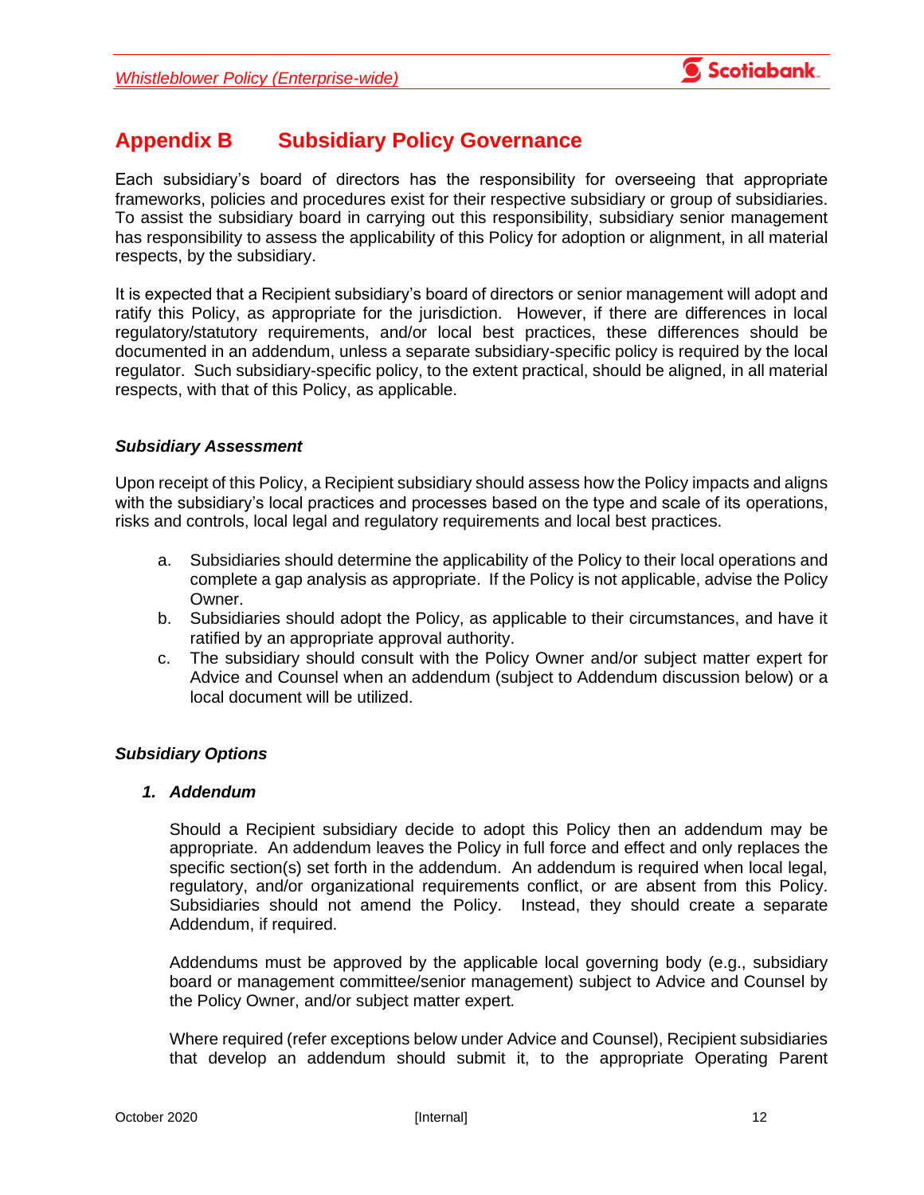## Appendix B Subsidiary Policy Governance

Each subsidiary's board of directors has the responsibility for overseeing that appropriate frameworks, policies and procedures exist for their respective subsidiary or group of subsidiaries. To assist the subsidiary board in carrying out this responsibility, subsidiary senior management has responsibility to assess the applicability of this Policy for adoption or alignment, in all material respects, by the subsidiary.

It is expected that a Recipient subsidiary's board of directors or senior management will adopt and ratify this Policy, as appropriate for the jurisdiction. However, if there are differences in local regulatory/statutory requirements, and/or local best practices, these differences should be documented in an addendum, unless a separate subsidiary-specific policy is required by the local regulator. Such subsidiary-specific policy, to the extent practical, should be aligned, in all material respects, with that of this Policy, as applicable.

***Subsidiary Assessment***

Upon receipt of this Policy, a Recipient subsidiary should assess how the Policy impacts and aligns with the subsidiary's local practices and processes based on the type and scale of its operations, risks and controls, local legal and regulatory requirements and local best practices.

a. Subsidiaries should determine the applicability of the Policy to their local operations and complete a gap analysis as appropriate. If the Policy is not applicable, advise the Policy Owner.
b. Subsidiaries should adopt the Policy, as applicable to their circumstances, and have it ratified by an appropriate approval authority.
c. The subsidiary should consult with the Policy Owner and/or subject matter expert for Advice and Counsel when an addendum (subject to Addendum discussion below) or a local document will be utilized.

***Subsidiary Options***

***1. Addendum***

Should a Recipient subsidiary decide to adopt this Policy then an addendum may be appropriate. An addendum leaves the Policy in full force and effect and only replaces the specific section(s) set forth in the addendum. An addendum is required when local legal, regulatory, and/or organizational requirements conflict, or are absent from this Policy. Subsidiaries should not amend the Policy. Instead, they should create a separate Addendum, if required.

Addendums must be approved by the applicable local governing body (e.g., subsidiary board or management committee/senior management) subject to Advice and Counsel by the Policy Owner, and/or subject matter expert.

Where required (refer exceptions below under Advice and Counsel), Recipient subsidiaries that develop an addendum should submit it, to the appropriate Operating Parent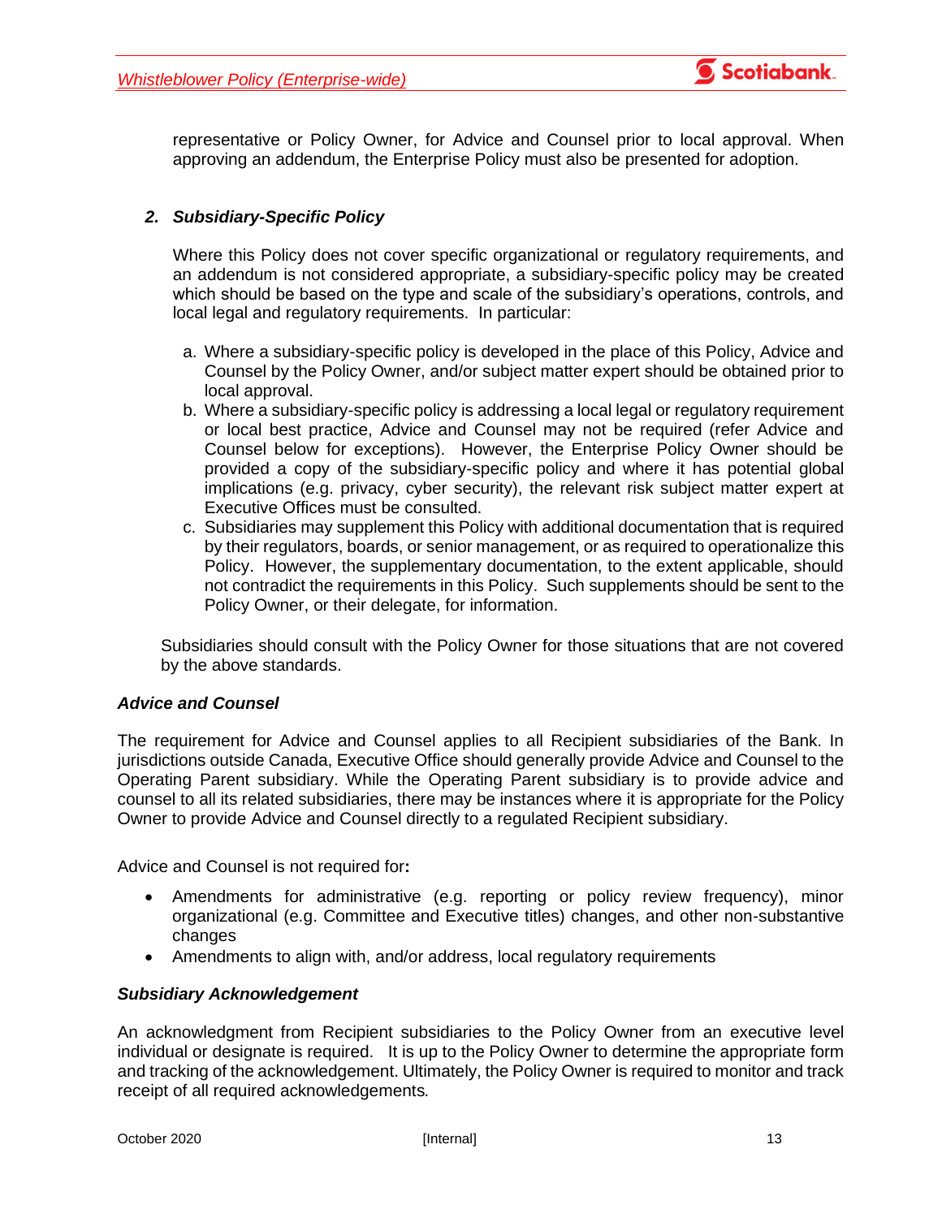representative or Policy Owner, for Advice and Counsel prior to local approval. When approving an addendum, the Enterprise Policy must also be presented for adoption.

### *2. Subsidiary-Specific Policy*

Where this Policy does not cover specific organizational or regulatory requirements, and an addendum is not considered appropriate, a subsidiary-specific policy may be created which should be based on the type and scale of the subsidiary's operations, controls, and local legal and regulatory requirements. In particular:

a. Where a subsidiary-specific policy is developed in the place of this Policy, Advice and Counsel by the Policy Owner, and/or subject matter expert should be obtained prior to local approval.
b. Where a subsidiary-specific policy is addressing a local legal or regulatory requirement or local best practice, Advice and Counsel may not be required (refer Advice and Counsel below for exceptions). However, the Enterprise Policy Owner should be provided a copy of the subsidiary-specific policy and where it has potential global implications (e.g. privacy, cyber security), the relevant risk subject matter expert at Executive Offices must be consulted.
c. Subsidiaries may supplement this Policy with additional documentation that is required by their regulators, boards, or senior management, or as required to operationalize this Policy. However, the supplementary documentation, to the extent applicable, should not contradict the requirements in this Policy. Such supplements should be sent to the Policy Owner, or their delegate, for information.

Subsidiaries should consult with the Policy Owner for those situations that are not covered by the above standards.

### *Advice and Counsel*

The requirement for Advice and Counsel applies to all Recipient subsidiaries of the Bank. In jurisdictions outside Canada, Executive Office should generally provide Advice and Counsel to the Operating Parent subsidiary. While the Operating Parent subsidiary is to provide advice and counsel to all its related subsidiaries, there may be instances where it is appropriate for the Policy Owner to provide Advice and Counsel directly to a regulated Recipient subsidiary.

Advice and Counsel is not required for**:**

- Amendments for administrative (e.g. reporting or policy review frequency), minor organizational (e.g. Committee and Executive titles) changes, and other non-substantive changes
- Amendments to align with, and/or address, local regulatory requirements

### *Subsidiary Acknowledgement*

An acknowledgment from Recipient subsidiaries to the Policy Owner from an executive level individual or designate is required. It is up to the Policy Owner to determine the appropriate form and tracking of the acknowledgement. Ultimately, the Policy Owner is required to monitor and track receipt of all required acknowledgements.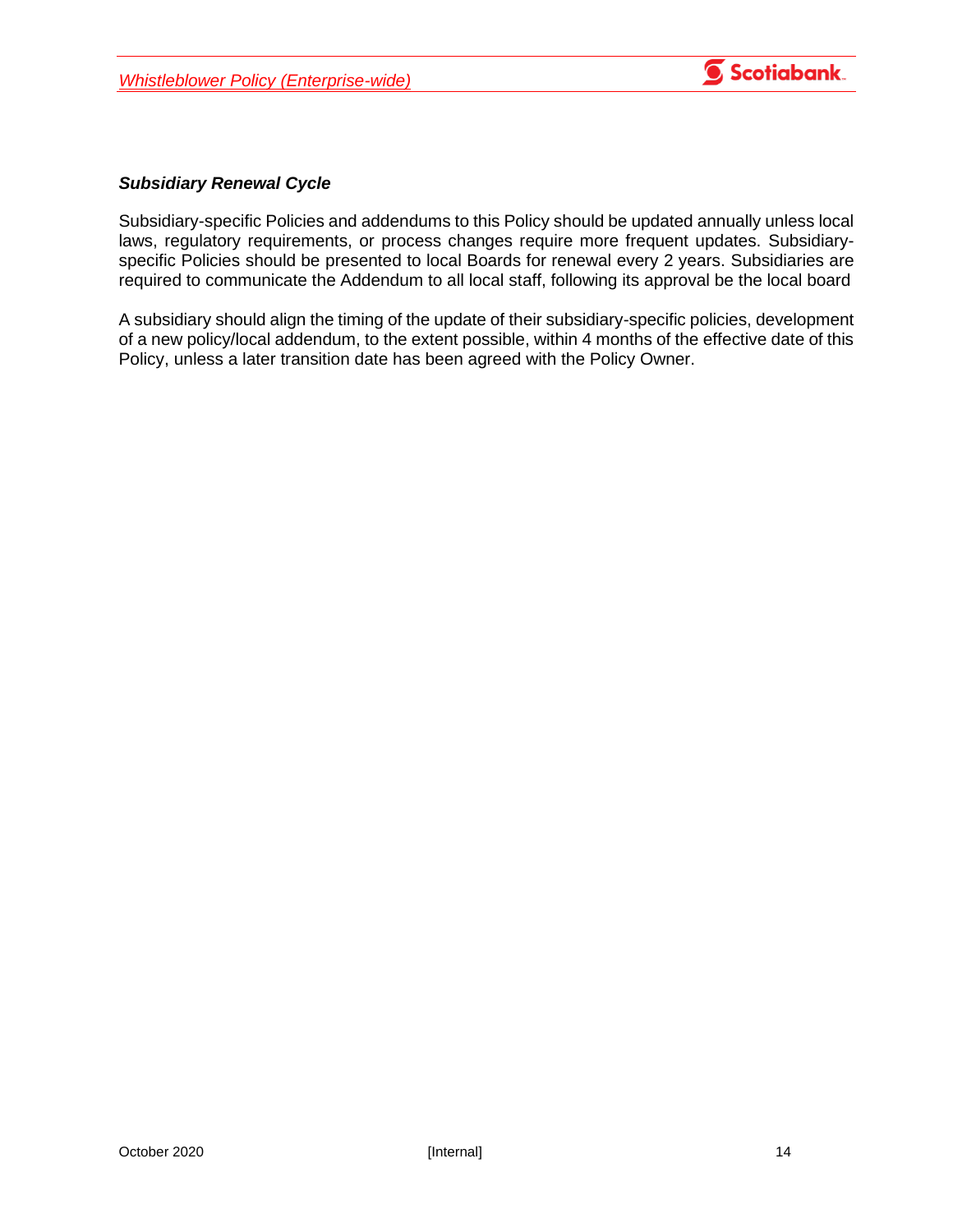***Subsidiary Renewal Cycle***

Subsidiary-specific Policies and addendums to this Policy should be updated annually unless local laws, regulatory requirements, or process changes require more frequent updates. Subsidiary-specific Policies should be presented to local Boards for renewal every 2 years. Subsidiaries are required to communicate the Addendum to all local staff, following its approval be the local board

A subsidiary should align the timing of the update of their subsidiary-specific policies, development of a new policy/local addendum, to the extent possible, within 4 months of the effective date of this Policy, unless a later transition date has been agreed with the Policy Owner.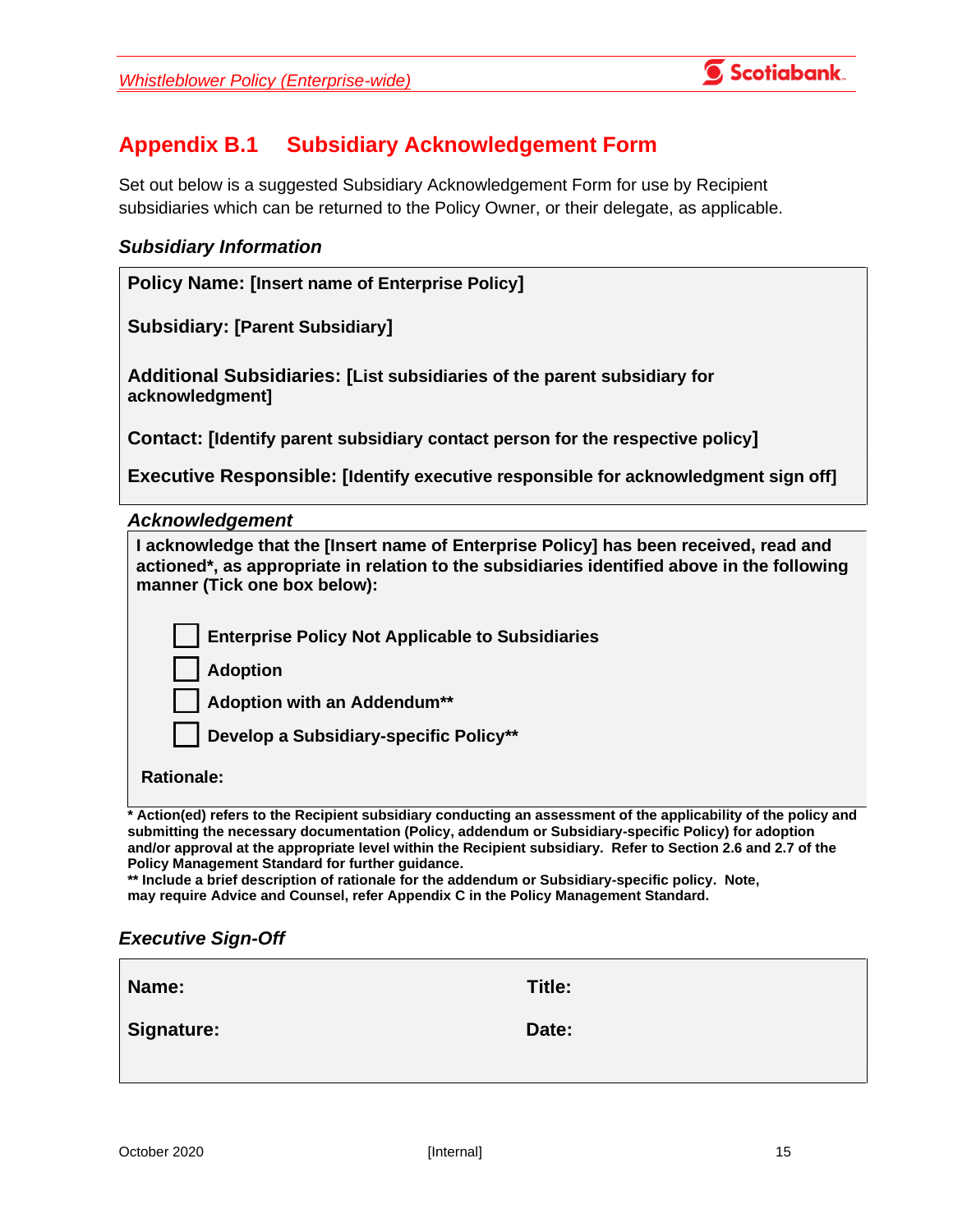## Appendix B.1 Subsidiary Acknowledgement Form

Set out below is a suggested Subsidiary Acknowledgement Form for use by Recipient subsidiaries which can be returned to the Policy Owner, or their delegate, as applicable.

### *Subsidiary Information*

**Policy Name: [Insert name of Enterprise Policy]**

**Subsidiary: [Parent Subsidiary]**

**Additional Subsidiaries: [List subsidiaries of the parent subsidiary for acknowledgment]**

**Contact: [Identify parent subsidiary contact person for the respective policy]**

**Executive Responsible: [Identify executive responsible for acknowledgment sign off]**

### *Acknowledgement*

**I acknowledge that the [Insert name of Enterprise Policy] has been received, read and actioned*, as appropriate in relation to the subsidiaries identified above in the following manner (Tick one box below):**

- ☐ **Enterprise Policy Not Applicable to Subsidiaries**
- ☐ **Adoption**
- ☐ **Adoption with an Addendum****
- ☐ **Develop a Subsidiary-specific Policy****

**Rationale:**

**\* Action(ed) refers to the Recipient subsidiary conducting an assessment of the applicability of the policy and submitting the necessary documentation (Policy, addendum or Subsidiary-specific Policy) for adoption and/or approval at the appropriate level within the Recipient subsidiary. Refer to Section 2.6 and 2.7 of the Policy Management Standard for further guidance.**
**\*\* Include a brief description of rationale for the addendum or Subsidiary-specific policy. Note, may require Advice and Counsel, refer Appendix C in the Policy Management Standard.**

### *Executive Sign-Off*

| | |
|---|---|
| **Name:** | **Title:** |
| **Signature:** | **Date:** |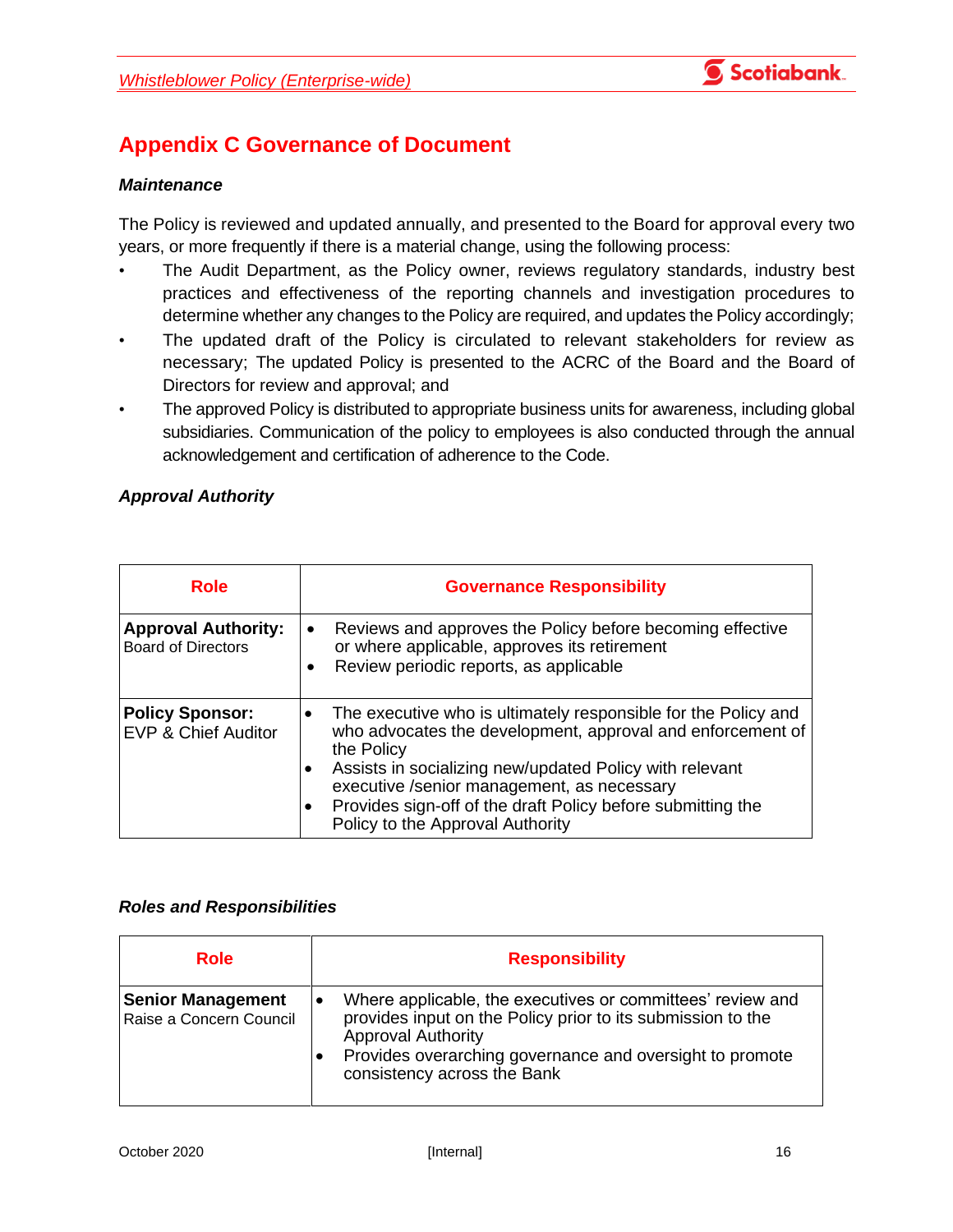## Appendix C Governance of Document

***Maintenance***

The Policy is reviewed and updated annually, and presented to the Board for approval every two years, or more frequently if there is a material change, using the following process:

- The Audit Department, as the Policy owner, reviews regulatory standards, industry best practices and effectiveness of the reporting channels and investigation procedures to determine whether any changes to the Policy are required, and updates the Policy accordingly;
- The updated draft of the Policy is circulated to relevant stakeholders for review as necessary; The updated Policy is presented to the ACRC of the Board and the Board of Directors for review and approval; and
- The approved Policy is distributed to appropriate business units for awareness, including global subsidiaries. Communication of the policy to employees is also conducted through the annual acknowledgement and certification of adherence to the Code.

***Approval Authority***

| Role | Governance Responsibility |
|---|---|
| **Approval Authority:** Board of Directors | • Reviews and approves the Policy before becoming effective or where applicable, approves its retirement<br>• Review periodic reports, as applicable |
| **Policy Sponsor:** EVP & Chief Auditor | • The executive who is ultimately responsible for the Policy and who advocates the development, approval and enforcement of the Policy<br>• Assists in socializing new/updated Policy with relevant executive /senior management, as necessary<br>• Provides sign-off of the draft Policy before submitting the Policy to the Approval Authority |

***Roles and Responsibilities***

| Role | Responsibility |
|---|---|
| **Senior Management** Raise a Concern Council | • Where applicable, the executives or committees' review and provides input on the Policy prior to its submission to the Approval Authority<br>• Provides overarching governance and oversight to promote consistency across the Bank |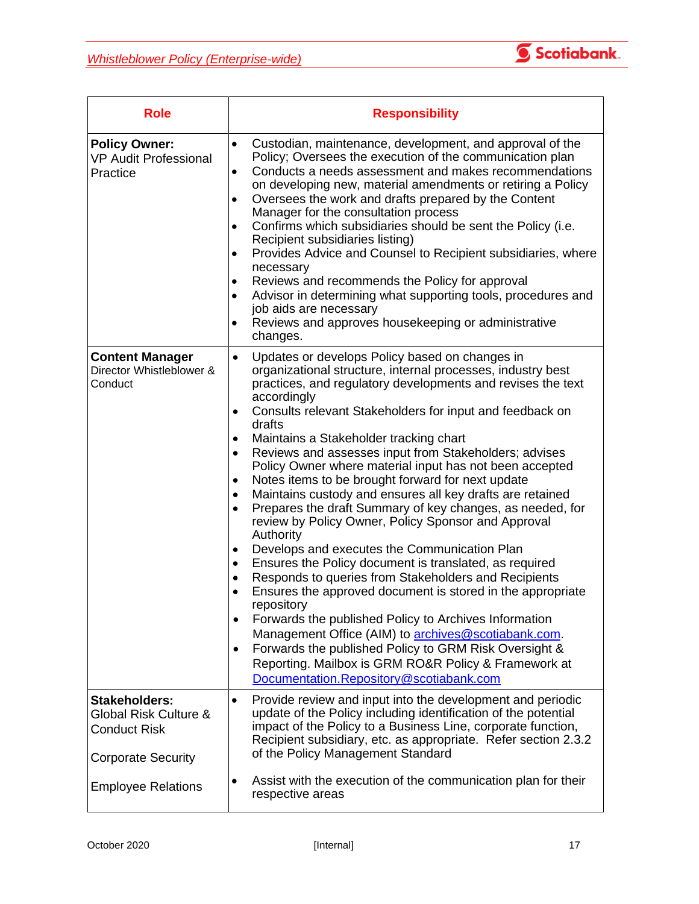| Role | Responsibility |
|---|---|
| **Policy Owner:** VP Audit Professional Practice | • Custodian, maintenance, development, and approval of the Policy; Oversees the execution of the communication plan<br>• Conducts a needs assessment and makes recommendations on developing new, material amendments or retiring a Policy<br>• Oversees the work and drafts prepared by the Content Manager for the consultation process<br>• Confirms which subsidiaries should be sent the Policy (i.e. Recipient subsidiaries listing)<br>• Provides Advice and Counsel to Recipient subsidiaries, where necessary<br>• Reviews and recommends the Policy for approval<br>• Advisor in determining what supporting tools, procedures and job aids are necessary<br>• Reviews and approves housekeeping or administrative changes. |
| **Content Manager** Director Whistleblower & Conduct | • Updates or develops Policy based on changes in organizational structure, internal processes, industry best practices, and regulatory developments and revises the text accordingly<br>• Consults relevant Stakeholders for input and feedback on drafts<br>• Maintains a Stakeholder tracking chart<br>• Reviews and assesses input from Stakeholders; advises Policy Owner where material input has not been accepted<br>• Notes items to be brought forward for next update<br>• Maintains custody and ensures all key drafts are retained<br>• Prepares the draft Summary of key changes, as needed, for review by Policy Owner, Policy Sponsor and Approval Authority<br>• Develops and executes the Communication Plan<br>• Ensures the Policy document is translated, as required<br>• Responds to queries from Stakeholders and Recipients<br>• Ensures the approved document is stored in the appropriate repository<br>• Forwards the published Policy to Archives Information Management Office (AIM) to archives@scotiabank.com.<br>• Forwards the published Policy to GRM Risk Oversight & Reporting. Mailbox is GRM RO&R Policy & Framework at Documentation.Repository@scotiabank.com |
| **Stakeholders:** Global Risk Culture & Conduct Risk<br><br>Corporate Security<br><br>Employee Relations | • Provide review and input into the development and periodic update of the Policy including identification of the potential impact of the Policy to a Business Line, corporate function, Recipient subsidiary, etc. as appropriate. Refer section 2.3.2 of the Policy Management Standard<br><br>• Assist with the execution of the communication plan for their respective areas |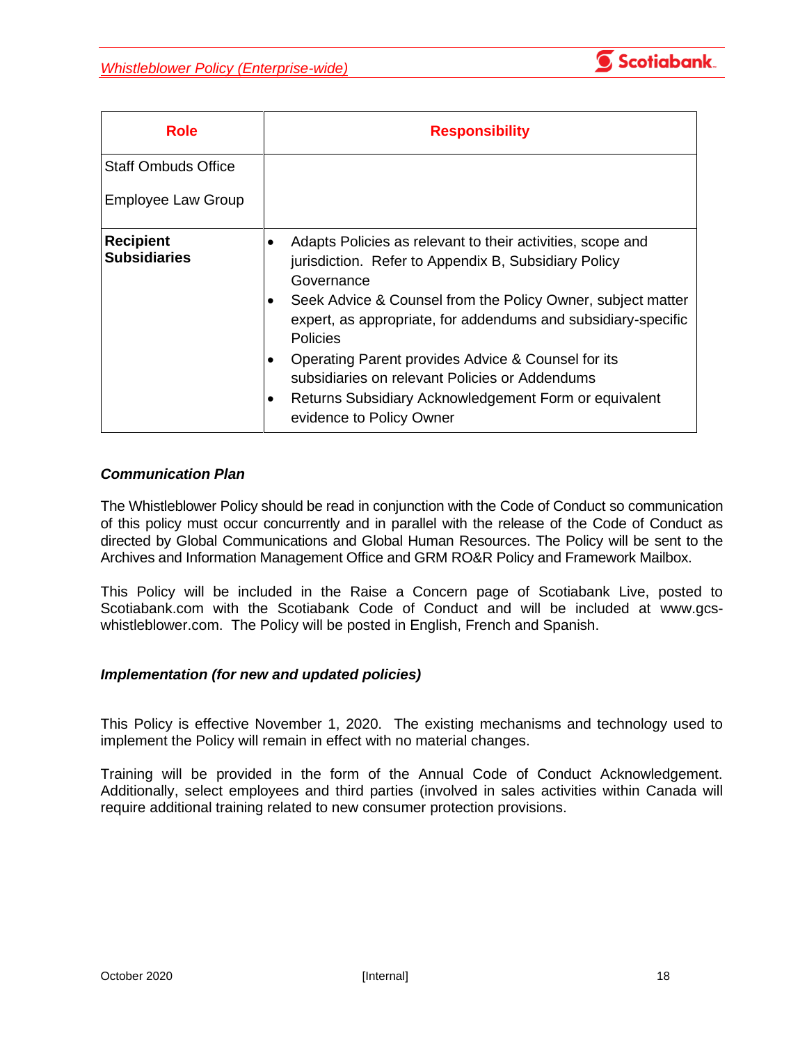| Role | Responsibility |
| --- | --- |
| Staff Ombuds Office<br><br>Employee Law Group | |
| **Recipient Subsidiaries** | • Adapts Policies as relevant to their activities, scope and jurisdiction. Refer to Appendix B, Subsidiary Policy Governance<br>• Seek Advice & Counsel from the Policy Owner, subject matter expert, as appropriate, for addendums and subsidiary-specific Policies<br>• Operating Parent provides Advice & Counsel for its subsidiaries on relevant Policies or Addendums<br>• Returns Subsidiary Acknowledgement Form or equivalent evidence to Policy Owner |

***Communication Plan***

The Whistleblower Policy should be read in conjunction with the Code of Conduct so communication of this policy must occur concurrently and in parallel with the release of the Code of Conduct as directed by Global Communications and Global Human Resources. The Policy will be sent to the Archives and Information Management Office and GRM RO&R Policy and Framework Mailbox.

This Policy will be included in the Raise a Concern page of Scotiabank Live, posted to Scotiabank.com with the Scotiabank Code of Conduct and will be included at www.gcs-whistleblower.com. The Policy will be posted in English, French and Spanish.

***Implementation (for new and updated policies)***

This Policy is effective November 1, 2020. The existing mechanisms and technology used to implement the Policy will remain in effect with no material changes.

Training will be provided in the form of the Annual Code of Conduct Acknowledgement. Additionally, select employees and third parties (involved in sales activities within Canada will require additional training related to new consumer protection provisions.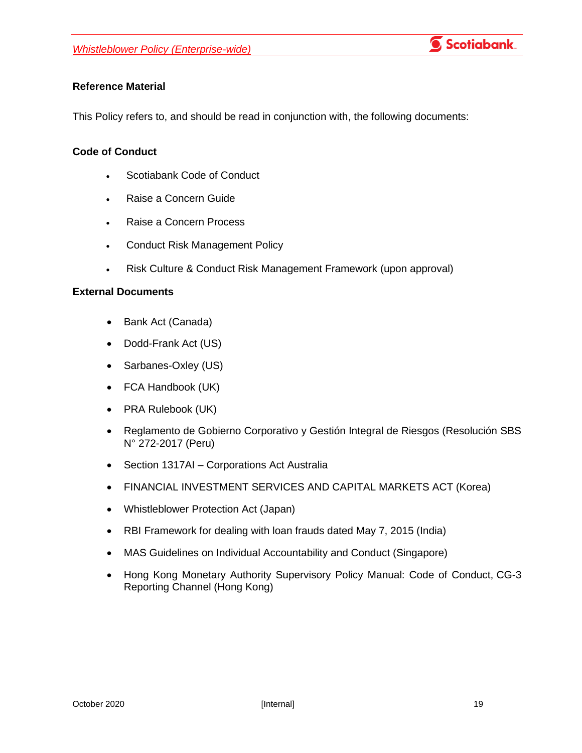## Reference Material

This Policy refers to, and should be read in conjunction with, the following documents:

### Code of Conduct

- Scotiabank Code of Conduct
- Raise a Concern Guide
- Raise a Concern Process
- Conduct Risk Management Policy
- Risk Culture & Conduct Risk Management Framework (upon approval)

### External Documents

- Bank Act (Canada)
- Dodd-Frank Act (US)
- Sarbanes-Oxley (US)
- FCA Handbook (UK)
- PRA Rulebook (UK)
- Reglamento de Gobierno Corporativo y Gestión Integral de Riesgos (Resolución SBS N° 272-2017 (Peru)
- Section 1317AI – Corporations Act Australia
- FINANCIAL INVESTMENT SERVICES AND CAPITAL MARKETS ACT (Korea)
- Whistleblower Protection Act (Japan)
- RBI Framework for dealing with loan frauds dated May 7, 2015 (India)
- MAS Guidelines on Individual Accountability and Conduct (Singapore)
- Hong Kong Monetary Authority Supervisory Policy Manual: Code of Conduct, CG-3 Reporting Channel (Hong Kong)